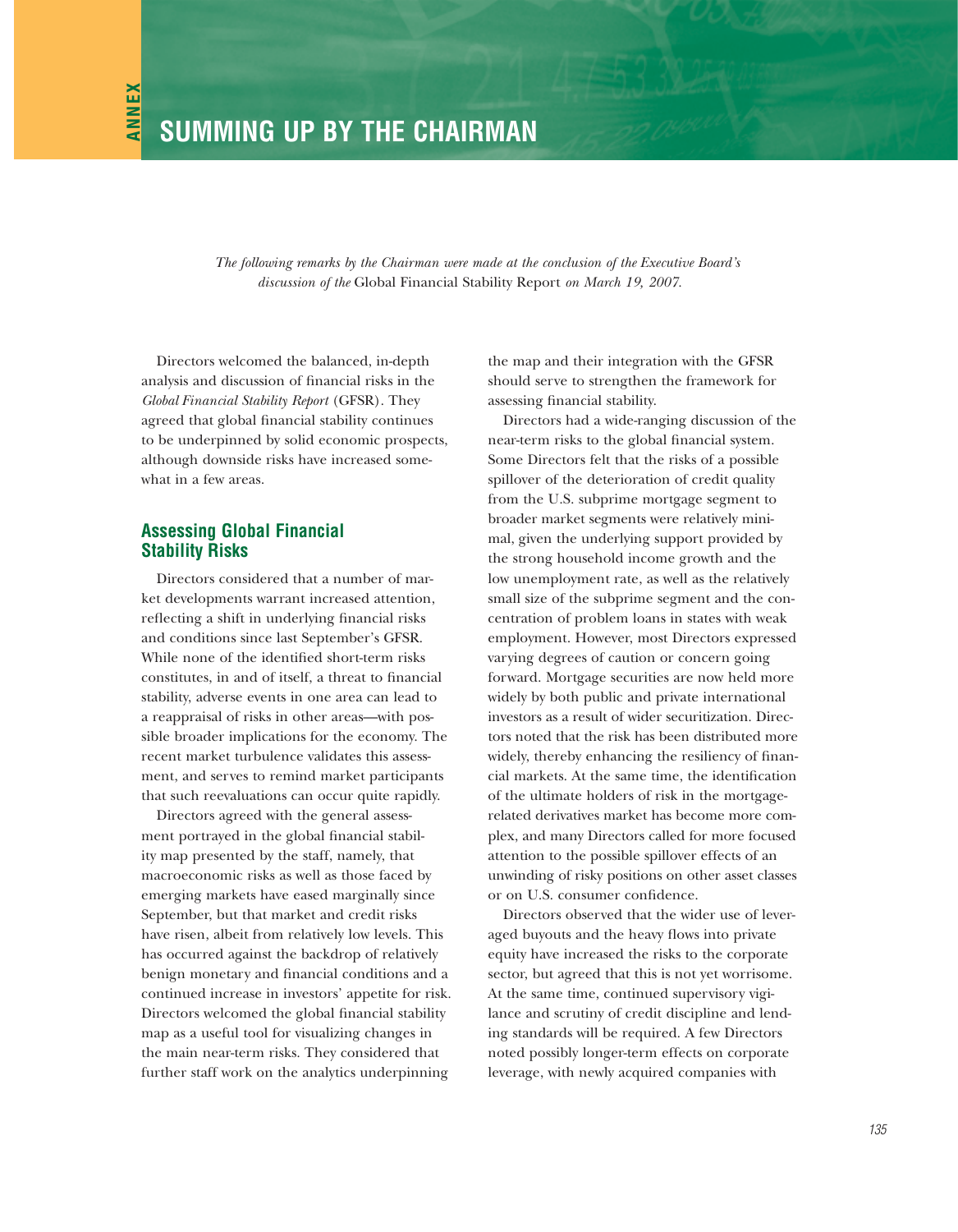# SUMMING UP BY THE CHAIRMAN

*The following remarks by the Chairman were made at the conclusion of the Executive Board's discussion of the* Global Financial Stability Report *on March 19, 2007.*

Directors welcomed the balanced, in-depth analysis and discussion of financial risks in the *Global Financial Stability Report* (GFSR). They agreed that global financial stability continues to be underpinned by solid economic prospects, although downside risks have increased somewhat in a few areas.

## Assessing Global Financial Stability Risks

Directors considered that a number of market developments warrant increased attention, reflecting a shift in underlying financial risks and conditions since last September's GFSR. While none of the identified short-term risks constitutes, in and of itself, a threat to financial stability, adverse events in one area can lead to a reappraisal of risks in other areas—with possible broader implications for the economy. The recent market turbulence validates this assessment, and serves to remind market participants that such reevaluations can occur quite rapidly.

Directors agreed with the general assessment portrayed in the global financial stability map presented by the staff, namely, that macroeconomic risks as well as those faced by emerging markets have eased marginally since September, but that market and credit risks have risen, albeit from relatively low levels. This has occurred against the backdrop of relatively benign monetary and financial conditions and a continued increase in investors' appetite for risk. Directors welcomed the global financial stability map as a useful tool for visualizing changes in the main near-term risks. They considered that further staff work on the analytics underpinning the map and their integration with the GFSR should serve to strengthen the framework for assessing financial stability.

Directors had a wide-ranging discussion of the near-term risks to the global financial system. Some Directors felt that the risks of a possible spillover of the deterioration of credit quality from the U.S. subprime mortgage segment to broader market segments were relatively minimal, given the underlying support provided by the strong household income growth and the low unemployment rate, as well as the relatively small size of the subprime segment and the concentration of problem loans in states with weak employment. However, most Directors expressed varying degrees of caution or concern going forward. Mortgage securities are now held more widely by both public and private international investors as a result of wider securitization. Directors noted that the risk has been distributed more widely, thereby enhancing the resiliency of financial markets. At the same time, the identification of the ultimate holders of risk in the mortgage-related derivatives market has become more complex, and many Directors called for more focused attention to the possible spillover effects of an unwinding of risky positions on other asset classes or on U.S. consumer confidence.

Directors observed that the wider use of leveraged buyouts and the heavy flows into private equity have increased the risks to the corporate sector, but agreed that this is not yet worrisome. At the same time, continued supervisory vigilance and scrutiny of credit discipline and lending standards will be required. A few Directors noted possibly longer-term effects on corporate leverage, with newly acquired companies with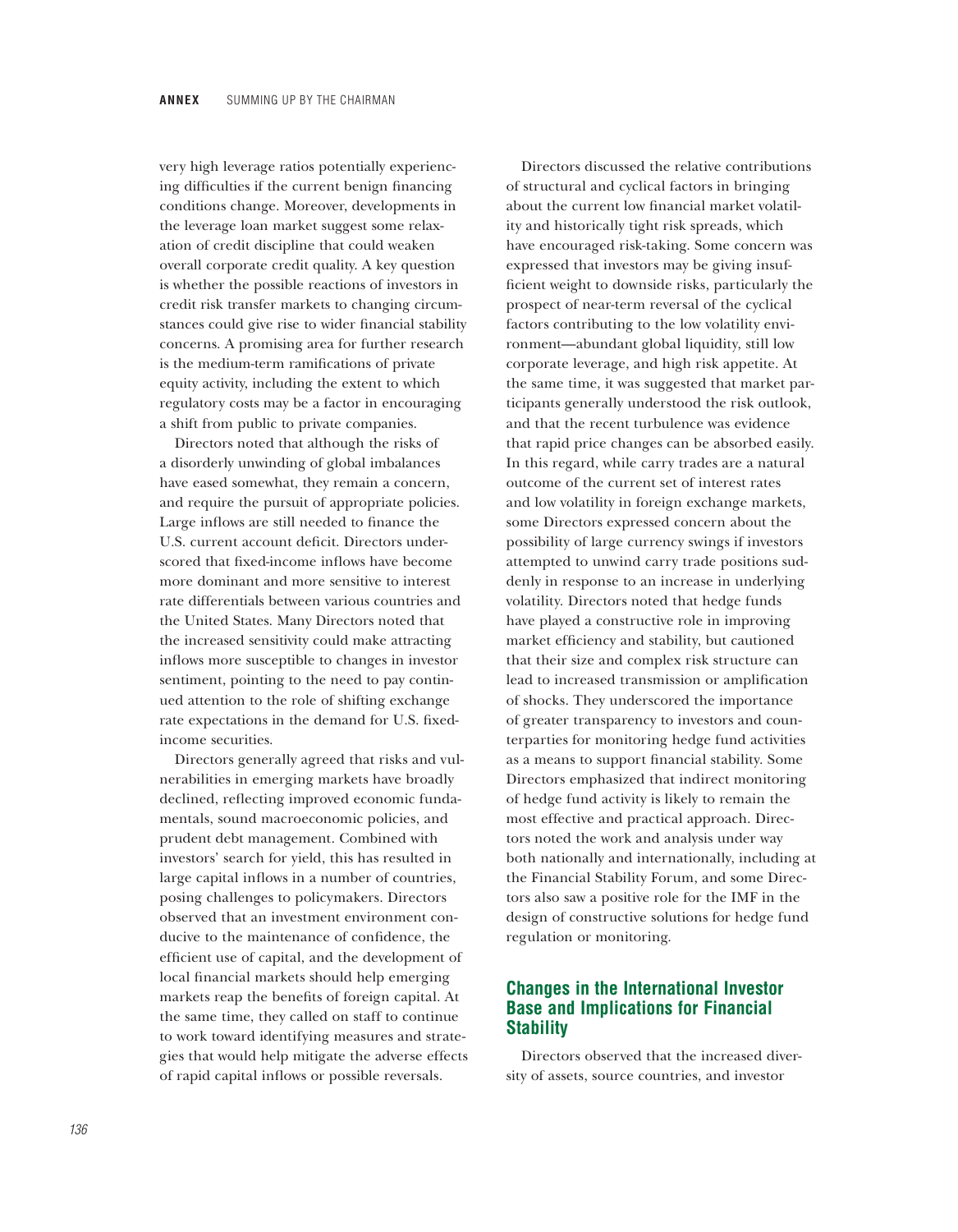very high leverage ratios potentially experiencing difficulties if the current benign financing conditions change. Moreover, developments in the leverage loan market suggest some relaxation of credit discipline that could weaken overall corporate credit quality. A key question is whether the possible reactions of investors in credit risk transfer markets to changing circumstances could give rise to wider financial stability concerns. A promising area for further research is the medium-term ramifications of private equity activity, including the extent to which regulatory costs may be a factor in encouraging a shift from public to private companies.

Directors noted that although the risks of a disorderly unwinding of global imbalances have eased somewhat, they remain a concern, and require the pursuit of appropriate policies. Large inflows are still needed to finance the U.S. current account deficit. Directors underscored that fixed-income inflows have become more dominant and more sensitive to interest rate differentials between various countries and the United States. Many Directors noted that the increased sensitivity could make attracting inflows more susceptible to changes in investor sentiment, pointing to the need to pay continued attention to the role of shifting exchange rate expectations in the demand for U.S. fixed-income securities.

Directors generally agreed that risks and vulnerabilities in emerging markets have broadly declined, reflecting improved economic fundamentals, sound macroeconomic policies, and prudent debt management. Combined with investors' search for yield, this has resulted in large capital inflows in a number of countries, posing challenges to policymakers. Directors observed that an investment environment conducive to the maintenance of confidence, the efficient use of capital, and the development of local financial markets should help emerging markets reap the benefits of foreign capital. At the same time, they called on staff to continue to work toward identifying measures and strategies that would help mitigate the adverse effects of rapid capital inflows or possible reversals.

Directors discussed the relative contributions of structural and cyclical factors in bringing about the current low financial market volatility and historically tight risk spreads, which have encouraged risk-taking. Some concern was expressed that investors may be giving insufficient weight to downside risks, particularly the prospect of near-term reversal of the cyclical factors contributing to the low volatility environment—abundant global liquidity, still low corporate leverage, and high risk appetite. At the same time, it was suggested that market participants generally understood the risk outlook, and that the recent turbulence was evidence that rapid price changes can be absorbed easily. In this regard, while carry trades are a natural outcome of the current set of interest rates and low volatility in foreign exchange markets, some Directors expressed concern about the possibility of large currency swings if investors attempted to unwind carry trade positions suddenly in response to an increase in underlying volatility. Directors noted that hedge funds have played a constructive role in improving market efficiency and stability, but cautioned that their size and complex risk structure can lead to increased transmission or amplification of shocks. They underscored the importance of greater transparency to investors and counterparties for monitoring hedge fund activities as a means to support financial stability. Some Directors emphasized that indirect monitoring of hedge fund activity is likely to remain the most effective and practical approach. Directors noted the work and analysis under way both nationally and internationally, including at the Financial Stability Forum, and some Directors also saw a positive role for the IMF in the design of constructive solutions for hedge fund regulation or monitoring.

## Changes in the International Investor Base and Implications for Financial Stability

Directors observed that the increased diversity of assets, source countries, and investor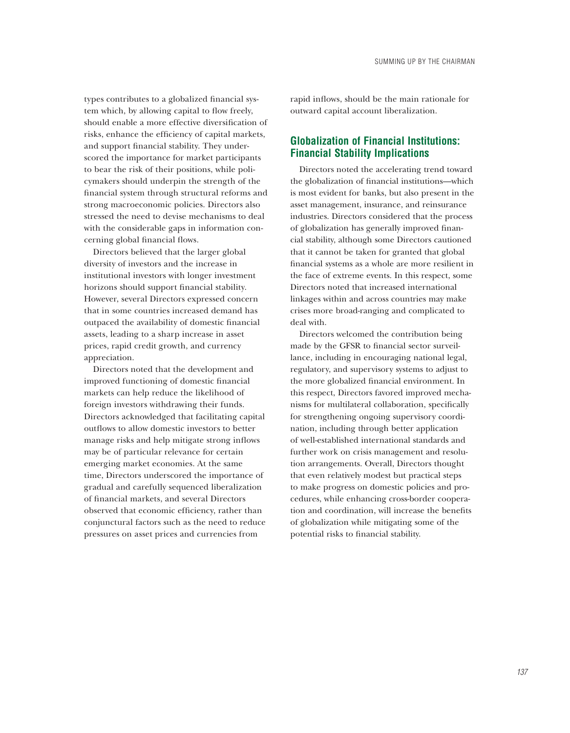types contributes to a globalized financial system which, by allowing capital to flow freely, should enable a more effective diversification of risks, enhance the efficiency of capital markets, and support financial stability. They underscored the importance for market participants to bear the risk of their positions, while policymakers should underpin the strength of the financial system through structural reforms and strong macroeconomic policies. Directors also stressed the need to devise mechanisms to deal with the considerable gaps in information concerning global financial flows.

Directors believed that the larger global diversity of investors and the increase in institutional investors with longer investment horizons should support financial stability. However, several Directors expressed concern that in some countries increased demand has outpaced the availability of domestic financial assets, leading to a sharp increase in asset prices, rapid credit growth, and currency appreciation.

Directors noted that the development and improved functioning of domestic financial markets can help reduce the likelihood of foreign investors withdrawing their funds. Directors acknowledged that facilitating capital outflows to allow domestic investors to better manage risks and help mitigate strong inflows may be of particular relevance for certain emerging market economies. At the same time, Directors underscored the importance of gradual and carefully sequenced liberalization of financial markets, and several Directors observed that economic efficiency, rather than conjunctural factors such as the need to reduce pressures on asset prices and currencies from rapid inflows, should be the main rationale for outward capital account liberalization.

## Globalization of Financial Institutions: Financial Stability Implications

Directors noted the accelerating trend toward the globalization of financial institutions—which is most evident for banks, but also present in the asset management, insurance, and reinsurance industries. Directors considered that the process of globalization has generally improved financial stability, although some Directors cautioned that it cannot be taken for granted that global financial systems as a whole are more resilient in the face of extreme events. In this respect, some Directors noted that increased international linkages within and across countries may make crises more broad-ranging and complicated to deal with.

Directors welcomed the contribution being made by the GFSR to financial sector surveillance, including in encouraging national legal, regulatory, and supervisory systems to adjust to the more globalized financial environment. In this respect, Directors favored improved mechanisms for multilateral collaboration, specifically for strengthening ongoing supervisory coordination, including through better application of well-established international standards and further work on crisis management and resolution arrangements. Overall, Directors thought that even relatively modest but practical steps to make progress on domestic policies and procedures, while enhancing cross-border cooperation and coordination, will increase the benefits of globalization while mitigating some of the potential risks to financial stability.